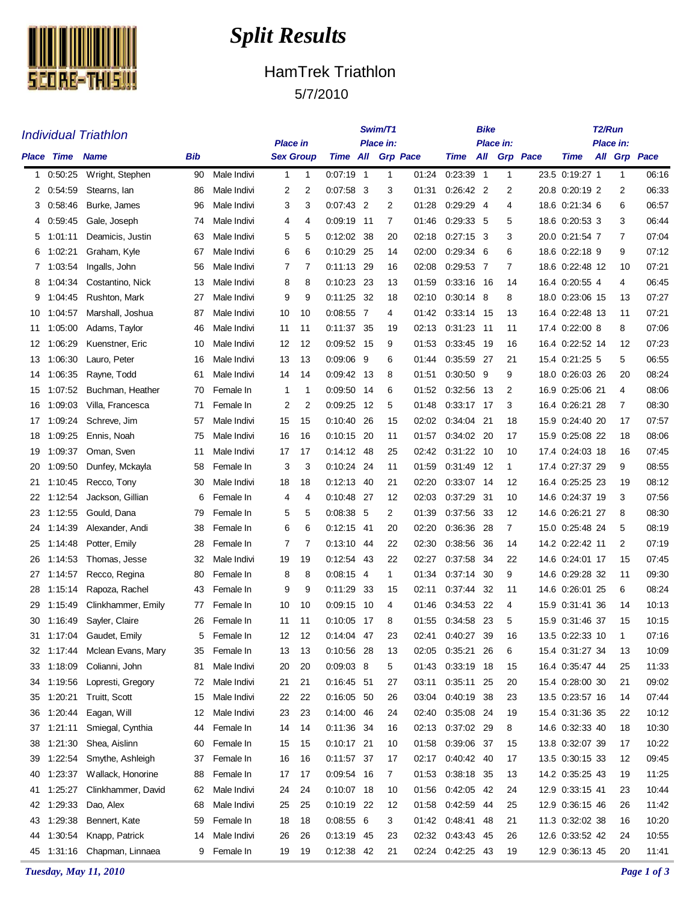# Split Results

## HamTrek Triathlon

5/7/2010

### Individual Triathlon

| Place | Time | Name | Bib | | Place in Sex | Place in Group | Swim/T1 Time | Swim/T1 Place in: All | Swim/T1 Place in: Grp | Swim/T1 Pace | Bike Time | Bike Place in: All | Bike Place in: Grp | Bike Pace | T2/Run Time | T2/Run Place in: All | T2/Run Place in: Grp | T2/Run Pace |
|---|---|---|---|---|---|---|---|---|---|---|---|---|---|---|---|---|---|---|
| 1 | 0:50:25 | Wright, Stephen | 90 | Male Indivi | 1 | 1 | 0:07:19 | 1 | 1 | 01:24 | 0:23:39 | 1 | 1 | 23.5 | 0:19:27 | 1 | 1 | 06:16 |
| 2 | 0:54:59 | Stearns, Ian | 86 | Male Indivi | 2 | 2 | 0:07:58 | 3 | 3 | 01:31 | 0:26:42 | 2 | 2 | 20.8 | 0:20:19 | 2 | 2 | 06:33 |
| 3 | 0:58:46 | Burke, James | 96 | Male Indivi | 3 | 3 | 0:07:43 | 2 | 2 | 01:28 | 0:29:29 | 4 | 4 | 18.6 | 0:21:34 | 6 | 6 | 06:57 |
| 4 | 0:59:45 | Gale, Joseph | 74 | Male Indivi | 4 | 4 | 0:09:19 | 11 | 7 | 01:46 | 0:29:33 | 5 | 5 | 18.6 | 0:20:53 | 3 | 3 | 06:44 |
| 5 | 1:01:11 | Deamicis, Justin | 63 | Male Indivi | 5 | 5 | 0:12:02 | 38 | 20 | 02:18 | 0:27:15 | 3 | 3 | 20.0 | 0:21:54 | 7 | 7 | 07:04 |
| 6 | 1:02:21 | Graham, Kyle | 67 | Male Indivi | 6 | 6 | 0:10:29 | 25 | 14 | 02:00 | 0:29:34 | 6 | 6 | 18.6 | 0:22:18 | 9 | 9 | 07:12 |
| 7 | 1:03:54 | Ingalls, John | 56 | Male Indivi | 7 | 7 | 0:11:13 | 29 | 16 | 02:08 | 0:29:53 | 7 | 7 | 18.6 | 0:22:48 | 12 | 10 | 07:21 |
| 8 | 1:04:34 | Costantino, Nick | 13 | Male Indivi | 8 | 8 | 0:10:23 | 23 | 13 | 01:59 | 0:33:16 | 16 | 14 | 16.4 | 0:20:55 | 4 | 4 | 06:45 |
| 9 | 1:04:45 | Rushton, Mark | 27 | Male Indivi | 9 | 9 | 0:11:25 | 32 | 18 | 02:10 | 0:30:14 | 8 | 8 | 18.0 | 0:23:06 | 15 | 13 | 07:27 |
| 10 | 1:04:57 | Marshall, Joshua | 87 | Male Indivi | 10 | 10 | 0:08:55 | 7 | 4 | 01:42 | 0:33:14 | 15 | 13 | 16.4 | 0:22:48 | 13 | 11 | 07:21 |
| 11 | 1:05:00 | Adams, Taylor | 46 | Male Indivi | 11 | 11 | 0:11:37 | 35 | 19 | 02:13 | 0:31:23 | 11 | 11 | 17.4 | 0:22:00 | 8 | 8 | 07:06 |
| 12 | 1:06:29 | Kuenstner, Eric | 10 | Male Indivi | 12 | 12 | 0:09:52 | 15 | 9 | 01:53 | 0:33:45 | 19 | 16 | 16.4 | 0:22:52 | 14 | 12 | 07:23 |
| 13 | 1:06:30 | Lauro, Peter | 16 | Male Indivi | 13 | 13 | 0:09:06 | 9 | 6 | 01:44 | 0:35:59 | 27 | 21 | 15.4 | 0:21:25 | 5 | 5 | 06:55 |
| 14 | 1:06:35 | Rayne, Todd | 61 | Male Indivi | 14 | 14 | 0:09:42 | 13 | 8 | 01:51 | 0:30:50 | 9 | 9 | 18.0 | 0:26:03 | 26 | 20 | 08:24 |
| 15 | 1:07:52 | Buchman, Heather | 70 | Female In | 1 | 1 | 0:09:50 | 14 | 6 | 01:52 | 0:32:56 | 13 | 2 | 16.9 | 0:25:06 | 21 | 4 | 08:06 |
| 16 | 1:09:03 | Villa, Francesca | 71 | Female In | 2 | 2 | 0:09:25 | 12 | 5 | 01:48 | 0:33:17 | 17 | 3 | 16.4 | 0:26:21 | 28 | 7 | 08:30 |
| 17 | 1:09:24 | Schreve, Jim | 57 | Male Indivi | 15 | 15 | 0:10:40 | 26 | 15 | 02:02 | 0:34:04 | 21 | 18 | 15.9 | 0:24:40 | 20 | 17 | 07:57 |
| 18 | 1:09:25 | Ennis, Noah | 75 | Male Indivi | 16 | 16 | 0:10:15 | 20 | 11 | 01:57 | 0:34:02 | 20 | 17 | 15.9 | 0:25:08 | 22 | 18 | 08:06 |
| 19 | 1:09:37 | Oman, Sven | 11 | Male Indivi | 17 | 17 | 0:14:12 | 48 | 25 | 02:42 | 0:31:22 | 10 | 10 | 17.4 | 0:24:03 | 18 | 16 | 07:45 |
| 20 | 1:09:50 | Dunfey, Mckayla | 58 | Female In | 3 | 3 | 0:10:24 | 24 | 11 | 01:59 | 0:31:49 | 12 | 1 | 17.4 | 0:27:37 | 29 | 9 | 08:55 |
| 21 | 1:10:45 | Recco, Tony | 30 | Male Indivi | 18 | 18 | 0:12:13 | 40 | 21 | 02:20 | 0:33:07 | 14 | 12 | 16.4 | 0:25:25 | 23 | 19 | 08:12 |
| 22 | 1:12:54 | Jackson, Gillian | 6 | Female In | 4 | 4 | 0:10:48 | 27 | 12 | 02:03 | 0:37:29 | 31 | 10 | 14.6 | 0:24:37 | 19 | 3 | 07:56 |
| 23 | 1:12:55 | Gould, Dana | 79 | Female In | 5 | 5 | 0:08:38 | 5 | 2 | 01:39 | 0:37:56 | 33 | 12 | 14.6 | 0:26:21 | 27 | 8 | 08:30 |
| 24 | 1:14:39 | Alexander, Andi | 38 | Female In | 6 | 6 | 0:12:15 | 41 | 20 | 02:20 | 0:36:36 | 28 | 7 | 15.0 | 0:25:48 | 24 | 5 | 08:19 |
| 25 | 1:14:48 | Potter, Emily | 28 | Female In | 7 | 7 | 0:13:10 | 44 | 22 | 02:30 | 0:38:56 | 36 | 14 | 14.2 | 0:22:42 | 11 | 2 | 07:19 |
| 26 | 1:14:53 | Thomas, Jesse | 32 | Male Indivi | 19 | 19 | 0:12:54 | 43 | 22 | 02:27 | 0:37:58 | 34 | 22 | 14.6 | 0:24:01 | 17 | 15 | 07:45 |
| 27 | 1:14:57 | Recco, Regina | 80 | Female In | 8 | 8 | 0:08:15 | 4 | 1 | 01:34 | 0:37:14 | 30 | 9 | 14.6 | 0:29:28 | 32 | 11 | 09:30 |
| 28 | 1:15:14 | Rapoza, Rachel | 43 | Female In | 9 | 9 | 0:11:29 | 33 | 15 | 02:11 | 0:37:44 | 32 | 11 | 14.6 | 0:26:01 | 25 | 6 | 08:24 |
| 29 | 1:15:49 | Clinkhammer, Emily | 77 | Female In | 10 | 10 | 0:09:15 | 10 | 4 | 01:46 | 0:34:53 | 22 | 4 | 15.9 | 0:31:41 | 36 | 14 | 10:13 |
| 30 | 1:16:49 | Sayler, Claire | 26 | Female In | 11 | 11 | 0:10:05 | 17 | 8 | 01:55 | 0:34:58 | 23 | 5 | 15.9 | 0:31:46 | 37 | 15 | 10:15 |
| 31 | 1:17:04 | Gaudet, Emily | 5 | Female In | 12 | 12 | 0:14:04 | 47 | 23 | 02:41 | 0:40:27 | 39 | 16 | 13.5 | 0:22:33 | 10 | 1 | 07:16 |
| 32 | 1:17:44 | Mclean Evans, Mary | 35 | Female In | 13 | 13 | 0:10:56 | 28 | 13 | 02:05 | 0:35:21 | 26 | 6 | 15.4 | 0:31:27 | 34 | 13 | 10:09 |
| 33 | 1:18:09 | Colianni, John | 81 | Male Indivi | 20 | 20 | 0:09:03 | 8 | 5 | 01:43 | 0:33:19 | 18 | 15 | 16.4 | 0:35:47 | 44 | 25 | 11:33 |
| 34 | 1:19:56 | Lopresti, Gregory | 72 | Male Indivi | 21 | 21 | 0:16:45 | 51 | 27 | 03:11 | 0:35:11 | 25 | 20 | 15.4 | 0:28:00 | 30 | 21 | 09:02 |
| 35 | 1:20:21 | Truitt, Scott | 15 | Male Indivi | 22 | 22 | 0:16:05 | 50 | 26 | 03:04 | 0:40:19 | 38 | 23 | 13.5 | 0:23:57 | 16 | 14 | 07:44 |
| 36 | 1:20:44 | Eagan, Will | 12 | Male Indivi | 23 | 23 | 0:14:00 | 46 | 24 | 02:40 | 0:35:08 | 24 | 19 | 15.4 | 0:31:36 | 35 | 22 | 10:12 |
| 37 | 1:21:11 | Smiegal, Cynthia | 44 | Female In | 14 | 14 | 0:11:36 | 34 | 16 | 02:13 | 0:37:02 | 29 | 8 | 14.6 | 0:32:33 | 40 | 18 | 10:30 |
| 38 | 1:21:30 | Shea, Aislinn | 60 | Female In | 15 | 15 | 0:10:17 | 21 | 10 | 01:58 | 0:39:06 | 37 | 15 | 13.8 | 0:32:07 | 39 | 17 | 10:22 |
| 39 | 1:22:54 | Smythe, Ashleigh | 37 | Female In | 16 | 16 | 0:11:57 | 37 | 17 | 02:17 | 0:40:42 | 40 | 17 | 13.5 | 0:30:15 | 33 | 12 | 09:45 |
| 40 | 1:23:37 | Wallack, Honorine | 88 | Female In | 17 | 17 | 0:09:54 | 16 | 7 | 01:53 | 0:38:18 | 35 | 13 | 14.2 | 0:35:25 | 43 | 19 | 11:25 |
| 41 | 1:25:27 | Clinkhammer, David | 62 | Male Indivi | 24 | 24 | 0:10:07 | 18 | 10 | 01:56 | 0:42:05 | 42 | 24 | 12.9 | 0:33:15 | 41 | 23 | 10:44 |
| 42 | 1:29:33 | Dao, Alex | 68 | Male Indivi | 25 | 25 | 0:10:19 | 22 | 12 | 01:58 | 0:42:59 | 44 | 25 | 12.9 | 0:36:15 | 46 | 26 | 11:42 |
| 43 | 1:29:38 | Bennert, Kate | 59 | Female In | 18 | 18 | 0:08:55 | 6 | 3 | 01:42 | 0:48:41 | 48 | 21 | 11.3 | 0:32:02 | 38 | 16 | 10:20 |
| 44 | 1:30:54 | Knapp, Patrick | 14 | Male Indivi | 26 | 26 | 0:13:19 | 45 | 23 | 02:32 | 0:43:43 | 45 | 26 | 12.6 | 0:33:52 | 42 | 24 | 10:55 |
| 45 | 1:31:16 | Chapman, Linnaea | 9 | Female In | 19 | 19 | 0:12:38 | 42 | 21 | 02:24 | 0:42:25 | 43 | 19 | 12.9 | 0:36:13 | 45 | 20 | 11:41 |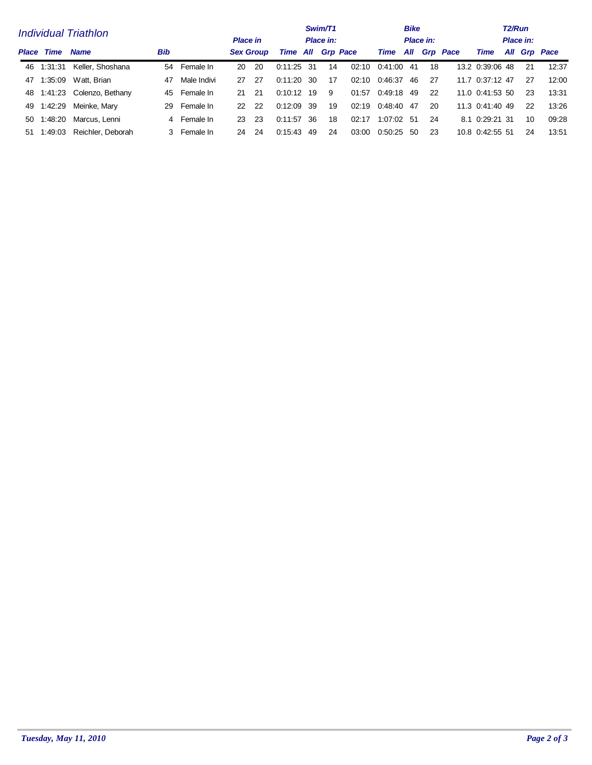# Individual Triathlon

| Place | Time | Name | Bib | | Place in Sex | Group | Swim/T1 Time | Place in: All | Grp | Pace | Bike Time | Place in: All | Grp | Pace | T2/Run Time | Place in: All | Grp | Pace |
|---|---|---|---|---|---|---|---|---|---|---|---|---|---|---|---|---|---|---|
| 46 | 1:31:31 | Keller, Shoshana | 54 | Female In | 20 | 20 | 0:11:25 | 31 | 14 | 02:10 | 0:41:00 | 41 | 18 | 13.2 | 0:39:06 | 48 | 21 | 12:37 |
| 47 | 1:35:09 | Watt, Brian | 47 | Male Indivi | 27 | 27 | 0:11:20 | 30 | 17 | 02:10 | 0:46:37 | 46 | 27 | 11.7 | 0:37:12 | 47 | 27 | 12:00 |
| 48 | 1:41:23 | Colenzo, Bethany | 45 | Female In | 21 | 21 | 0:10:12 | 19 | 9 | 01:57 | 0:49:18 | 49 | 22 | 11.0 | 0:41:53 | 50 | 23 | 13:31 |
| 49 | 1:42:29 | Meinke, Mary | 29 | Female In | 22 | 22 | 0:12:09 | 39 | 19 | 02:19 | 0:48:40 | 47 | 20 | 11.3 | 0:41:40 | 49 | 22 | 13:26 |
| 50 | 1:48:20 | Marcus, Lenni | 4 | Female In | 23 | 23 | 0:11:57 | 36 | 18 | 02:17 | 1:07:02 | 51 | 24 | 8.1 | 0:29:21 | 31 | 10 | 09:28 |
| 51 | 1:49:03 | Reichler, Deborah | 3 | Female In | 24 | 24 | 0:15:43 | 49 | 24 | 03:00 | 0:50:25 | 50 | 23 | 10.8 | 0:42:55 | 51 | 24 | 13:51 |

*Tuesday, May 11, 2010*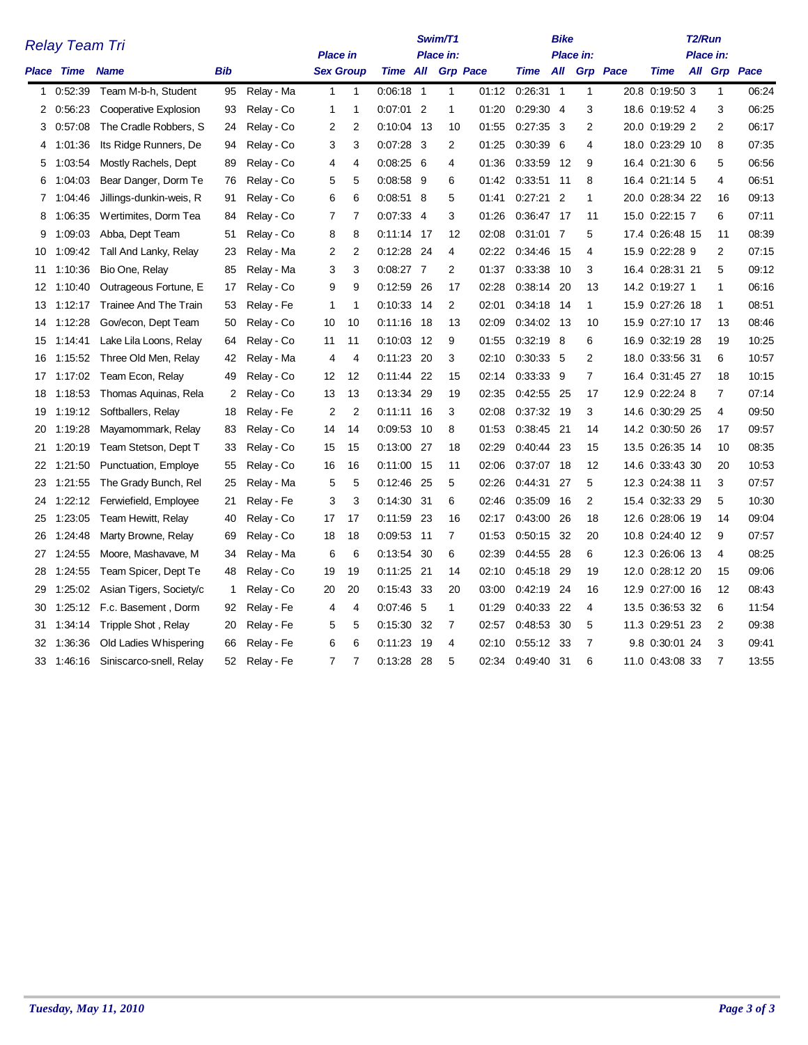## Relay Team Tri

| Place | Time | Name | Bib | | Place in Sex | Place in Group | Swim/T1 Time | Swim/T1 Place in: All | Swim/T1 Place in: Grp | Pace | Bike Time | Bike Place in: All | Bike Place in: Grp | Pace | T2/Run Time | T2/Run Place in: All | T2/Run Place in: Grp | Pace |
|---|---|---|---|---|---|---|---|---|---|---|---|---|---|---|---|---|---|---|
| 1 | 0:52:39 | Team M-b-h, Student | 95 | Relay - Ma | 1 | 1 | 0:06:18 | 1 | 1 | 01:12 | 0:26:31 | 1 | 1 | 20.8 | 0:19:50 | 3 | 1 | 06:24 |
| 2 | 0:56:23 | Cooperative Explosion | 93 | Relay - Co | 1 | 1 | 0:07:01 | 2 | 1 | 01:20 | 0:29:30 | 4 | 3 | 18.6 | 0:19:52 | 4 | 3 | 06:25 |
| 3 | 0:57:08 | The Cradle Robbers, S | 24 | Relay - Co | 2 | 2 | 0:10:04 | 13 | 10 | 01:55 | 0:27:35 | 3 | 2 | 20.0 | 0:19:29 | 2 | 2 | 06:17 |
| 4 | 1:01:36 | Its Ridge Runners, De | 94 | Relay - Co | 3 | 3 | 0:07:28 | 3 | 2 | 01:25 | 0:30:39 | 6 | 4 | 18.0 | 0:23:29 | 10 | 8 | 07:35 |
| 5 | 1:03:54 | Mostly Rachels, Dept | 89 | Relay - Co | 4 | 4 | 0:08:25 | 6 | 4 | 01:36 | 0:33:59 | 12 | 9 | 16.4 | 0:21:30 | 6 | 5 | 06:56 |
| 6 | 1:04:03 | Bear Danger, Dorm Te | 76 | Relay - Co | 5 | 5 | 0:08:58 | 9 | 6 | 01:42 | 0:33:51 | 11 | 8 | 16.4 | 0:21:14 | 5 | 4 | 06:51 |
| 7 | 1:04:46 | Jillings-dunkin-weis, R | 91 | Relay - Co | 6 | 6 | 0:08:51 | 8 | 5 | 01:41 | 0:27:21 | 2 | 1 | 20.0 | 0:28:34 | 22 | 16 | 09:13 |
| 8 | 1:06:35 | Wertimites, Dorm Tea | 84 | Relay - Co | 7 | 7 | 0:07:33 | 4 | 3 | 01:26 | 0:36:47 | 17 | 11 | 15.0 | 0:22:15 | 7 | 6 | 07:11 |
| 9 | 1:09:03 | Abba, Dept Team | 51 | Relay - Co | 8 | 8 | 0:11:14 | 17 | 12 | 02:08 | 0:31:01 | 7 | 5 | 17.4 | 0:26:48 | 15 | 11 | 08:39 |
| 10 | 1:09:42 | Tall And Lanky, Relay | 23 | Relay - Ma | 2 | 2 | 0:12:28 | 24 | 4 | 02:22 | 0:34:46 | 15 | 4 | 15.9 | 0:22:28 | 9 | 2 | 07:15 |
| 11 | 1:10:36 | Bio One, Relay | 85 | Relay - Ma | 3 | 3 | 0:08:27 | 7 | 2 | 01:37 | 0:33:38 | 10 | 3 | 16.4 | 0:28:31 | 21 | 5 | 09:12 |
| 12 | 1:10:40 | Outrageous Fortune, E | 17 | Relay - Co | 9 | 9 | 0:12:59 | 26 | 17 | 02:28 | 0:38:14 | 20 | 13 | 14.2 | 0:19:27 | 1 | 1 | 06:16 |
| 13 | 1:12:17 | Trainee And The Train | 53 | Relay - Fe | 1 | 1 | 0:10:33 | 14 | 2 | 02:01 | 0:34:18 | 14 | 1 | 15.9 | 0:27:26 | 18 | 1 | 08:51 |
| 14 | 1:12:28 | Gov/econ, Dept Team | 50 | Relay - Co | 10 | 10 | 0:11:16 | 18 | 13 | 02:09 | 0:34:02 | 13 | 10 | 15.9 | 0:27:10 | 17 | 13 | 08:46 |
| 15 | 1:14:41 | Lake Lila Loons, Relay | 64 | Relay - Co | 11 | 11 | 0:10:03 | 12 | 9 | 01:55 | 0:32:19 | 8 | 6 | 16.9 | 0:32:19 | 28 | 19 | 10:25 |
| 16 | 1:15:52 | Three Old Men, Relay | 42 | Relay - Ma | 4 | 4 | 0:11:23 | 20 | 3 | 02:10 | 0:30:33 | 5 | 2 | 18.0 | 0:33:56 | 31 | 6 | 10:57 |
| 17 | 1:17:02 | Team Econ, Relay | 49 | Relay - Co | 12 | 12 | 0:11:44 | 22 | 15 | 02:14 | 0:33:33 | 9 | 7 | 16.4 | 0:31:45 | 27 | 18 | 10:15 |
| 18 | 1:18:53 | Thomas Aquinas, Rela | 2 | Relay - Co | 13 | 13 | 0:13:34 | 29 | 19 | 02:35 | 0:42:55 | 25 | 17 | 12.9 | 0:22:24 | 8 | 7 | 07:14 |
| 19 | 1:19:12 | Softballers, Relay | 18 | Relay - Fe | 2 | 2 | 0:11:11 | 16 | 3 | 02:08 | 0:37:32 | 19 | 3 | 14.6 | 0:30:29 | 25 | 4 | 09:50 |
| 20 | 1:19:28 | Mayamommark, Relay | 83 | Relay - Co | 14 | 14 | 0:09:53 | 10 | 8 | 01:53 | 0:38:45 | 21 | 14 | 14.2 | 0:30:50 | 26 | 17 | 09:57 |
| 21 | 1:20:19 | Team Stetson, Dept T | 33 | Relay - Co | 15 | 15 | 0:13:00 | 27 | 18 | 02:29 | 0:40:44 | 23 | 15 | 13.5 | 0:26:35 | 14 | 10 | 08:35 |
| 22 | 1:21:50 | Punctuation, Employe | 55 | Relay - Co | 16 | 16 | 0:11:00 | 15 | 11 | 02:06 | 0:37:07 | 18 | 12 | 14.6 | 0:33:43 | 30 | 20 | 10:53 |
| 23 | 1:21:55 | The Grady Bunch, Rel | 25 | Relay - Ma | 5 | 5 | 0:12:46 | 25 | 5 | 02:26 | 0:44:31 | 27 | 5 | 12.3 | 0:24:38 | 11 | 3 | 07:57 |
| 24 | 1:22:12 | Ferwiefield, Employee | 21 | Relay - Fe | 3 | 3 | 0:14:30 | 31 | 6 | 02:46 | 0:35:09 | 16 | 2 | 15.4 | 0:32:33 | 29 | 5 | 10:30 |
| 25 | 1:23:05 | Team Hewitt, Relay | 40 | Relay - Co | 17 | 17 | 0:11:59 | 23 | 16 | 02:17 | 0:43:00 | 26 | 18 | 12.6 | 0:28:06 | 19 | 14 | 09:04 |
| 26 | 1:24:48 | Marty Browne, Relay | 69 | Relay - Co | 18 | 18 | 0:09:53 | 11 | 7 | 01:53 | 0:50:15 | 32 | 20 | 10.8 | 0:24:40 | 12 | 9 | 07:57 |
| 27 | 1:24:55 | Moore, Mashavave, M | 34 | Relay - Ma | 6 | 6 | 0:13:54 | 30 | 6 | 02:39 | 0:44:55 | 28 | 6 | 12.3 | 0:26:06 | 13 | 4 | 08:25 |
| 28 | 1:24:55 | Team Spicer, Dept Te | 48 | Relay - Co | 19 | 19 | 0:11:25 | 21 | 14 | 02:10 | 0:45:18 | 29 | 19 | 12.0 | 0:28:12 | 20 | 15 | 09:06 |
| 29 | 1:25:02 | Asian Tigers, Society/c | 1 | Relay - Co | 20 | 20 | 0:15:43 | 33 | 20 | 03:00 | 0:42:19 | 24 | 16 | 12.9 | 0:27:00 | 16 | 12 | 08:43 |
| 30 | 1:25:12 | F.c. Basement , Dorm | 92 | Relay - Fe | 4 | 4 | 0:07:46 | 5 | 1 | 01:29 | 0:40:33 | 22 | 4 | 13.5 | 0:36:53 | 32 | 6 | 11:54 |
| 31 | 1:34:14 | Tripple Shot , Relay | 20 | Relay - Fe | 5 | 5 | 0:15:30 | 32 | 7 | 02:57 | 0:48:53 | 30 | 5 | 11.3 | 0:29:51 | 23 | 2 | 09:38 |
| 32 | 1:36:36 | Old Ladies Whispering | 66 | Relay - Fe | 6 | 6 | 0:11:23 | 19 | 4 | 02:10 | 0:55:12 | 33 | 7 | 9.8 | 0:30:01 | 24 | 3 | 09:41 |
| 33 | 1:46:16 | Siniscarco-snell, Relay | 52 | Relay - Fe | 7 | 7 | 0:13:28 | 28 | 5 | 02:34 | 0:49:40 | 31 | 6 | 11.0 | 0:43:08 | 33 | 7 | 13:55 |

*Tuesday, May 11, 2010*